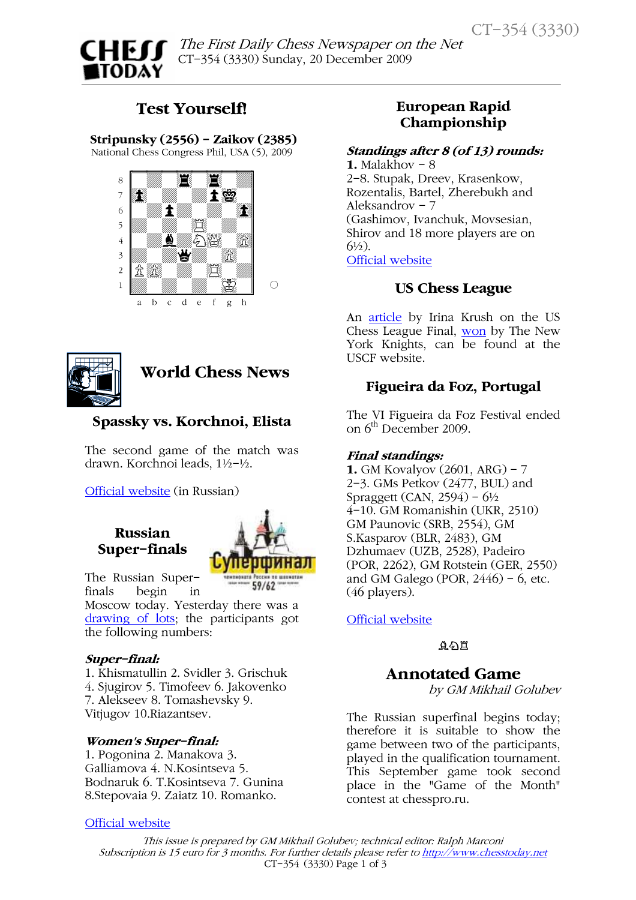# Test Yourself!

**Stripunsky (2556) – Zaikov (2385)**
National Chess Congress Phil, USA (5), 2009

# World Chess News

## Spassky vs. Korchnoi, Elista

The second game of the match was drawn. Korchnoi leads, 1½–½.

Official website (in Russian)

## Russian Super-finals

The Russian Super-finals begin in Moscow today. Yesterday there was a drawing of lots; the participants got the following numbers:

***Super-final:***
1. Khismatullin 2. Svidler 3. Grischuk 4. Sjugirov 5. Timofeev 6. Jakovenko 7. Alekseev 8. Tomashevsky 9. Vitjugov 10.Riazantsev.

***Women's Super-final:***
1. Pogonina 2. Manakova 3. Galliamova 4. N.Kosintseva 5. Bodnaruk 6. T.Kosintseva 7. Gunina 8.Stepovaia 9. Zaiatz 10. Romanko.

Official website

## European Rapid Championship

***Standings after 8 (of 13) rounds:***
**1.** Malakhov – 8
2–8. Stupak, Dreev, Krasenkow, Rozentalis, Bartel, Zherebukh and Aleksandrov – 7
(Gashimov, Ivanchuk, Movsesian, Shirov and 18 more players are on 6½).

Official website

## US Chess League

An article by Irina Krush on the US Chess League Final, won by The New York Knights, can be found at the USCF website.

## Figueira da Foz, Portugal

The VI Figueira da Foz Festival ended on 6th December 2009.

***Final standings:***
**1.** GM Kovalyov (2601, ARG) – 7
2–3. GMs Petkov (2477, BUL) and Spraggett (CAN, 2594) – 6½
4–10. GM Romanishin (UKR, 2510) GM Paunovic (SRB, 2554), GM S.Kasparov (BLR, 2483), GM Dzhumaev (UZB, 2528), Padeiro (POR, 2262), GM Rotstein (GER, 2550) and GM Galego (POR, 2446) – 6, etc. (46 players).

Official website

# Annotated Game

*by GM Mikhail Golubev*

The Russian superfinal begins today; therefore it is suitable to show the game between two of the participants, played in the qualification tournament. This September game took second place in the "Game of the Month" contest at chesspro.ru.

*This issue is prepared by GM Mikhail Golubev; technical editor: Ralph Marconi*
*Subscription is 15 euro for 3 months. For further details please refer to http://www.chesstoday.net*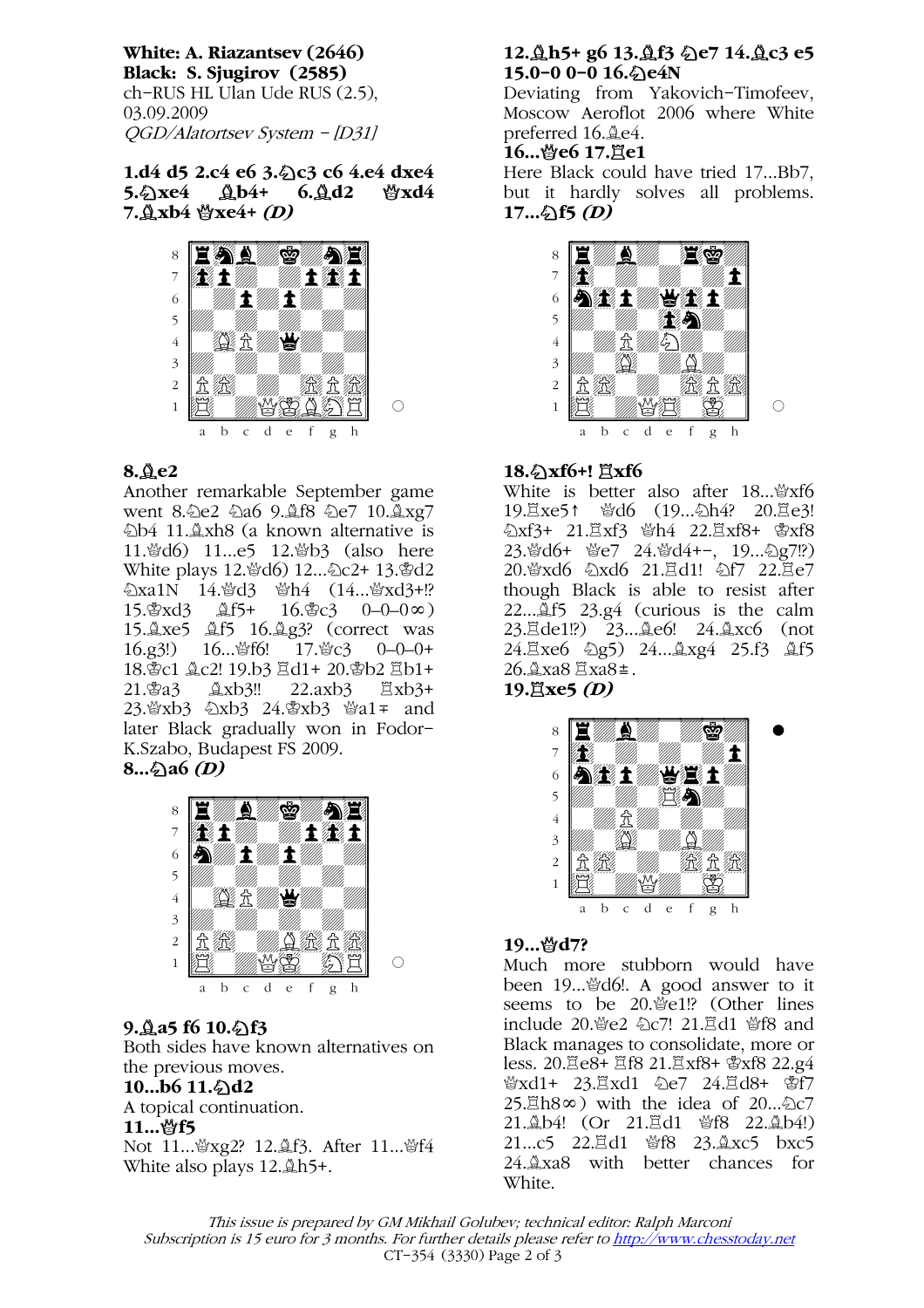**White: A. Riazantsev (2646)**
**Black: S. Sjugirov (2585)**
ch-RUS HL Ulan Ude RUS (2.5), 03.09.2009
*QGD/Alatortsev System – [D31]*

**1.d4 d5 2.c4 e6 3.♘c3 c6 4.e4 dxe4 5.♘xe4 ♗b4+ 6.♗d2 ♕xd4 7.♗xb4 ♕xe4+ *(D)***

**8.♗e2**
Another remarkable September game went 8.♘e2 ♘a6 9.♗f8 ♘e7 10.♗xg7 ♘b4 11.♗xh8 (a known alternative is 11.♕d6) 11...e5 12.♕b3 (also here White plays 12.♕d6) 12...♘c2+ 13.♔d2 ♘xa1N 14.♕d3 ♕h4 (14...♕xd3+!? 15.♔xd3 ♗f5+ 16.♔c3 0–0–0∞) 15.♗xe5 ♗f5 16.♗g3? (correct was 16.g3!) 16...♕f6! 17.♕c3 0–0–0+ 18.♔c1 ♗c2! 19.b3 ♖d1+ 20.♔b2 ♖b1+ 21.♔a3 ♗xb3!! 22.axb3 ♖xb3+ 23.♕xb3 ♘xb3 24.♔xb3 ♕a1∓ and later Black gradually won in Fodor–K.Szabo, Budapest FS 2009.
**8...♘a6 *(D)***

**9.♗a5 f6 10.♘f3**
Both sides have known alternatives on the previous moves.
**10...b6 11.♘d2**
A topical continuation.
**11...♕f5**
Not 11...♕xg2? 12.♗f3. After 11...♕f4 White also plays 12.♗h5+.

**12.♗h5+ g6 13.♗f3 ♘e7 14.♗c3 e5 15.0–0 0–0 16.♘e4N**
Deviating from Yakovich–Timofeev, Moscow Aeroflot 2006 where White preferred 16.♗e4.
**16...♕e6 17.♖e1**
Here Black could have tried 17...Bb7, but it hardly solves all problems.
**17...♘f5 *(D)***

**18.♘xf6+! ♖xf6**
White is better also after 18...♕xf6 19.♖xe5↑ ♕d6 (19...♘h4? 20.♖e3! ♘xf3+ 21.♖xf3 ♕h4 22.♖xf8+ ♔xf8 23.♕d6+ ♔e7 24.♕d4+–, 19...♘g7!?) 20.♕xd6 ♘xd6 21.♖d1! ♘f7 22.♖e7 though Black is able to resist after 22...♗f5 23.g4 (curious is the calm 23.♖de1!?) 23...♗e6! 24.♗xc6 (not 24.♖xe6 ♘g5) 24...♗xg4 25.f3 ♗f5 26.♗xa8 ♖xa8±.
**19.♖xe5 *(D)***

**19...♕d7?**
Much more stubborn would have been 19...♕d6!. A good answer to it seems to be 20.♕e1!? (Other lines include 20.♕e2 ♘c7! 21.♖d1 ♕f8 and Black manages to consolidate, more or less. 20.♖e8+ ♖f8 21.♖xf8+ ♔xf8 22.g4 ♕xd1+ 23.♖xd1 ♘e7 24.♖d8+ ♔f7 25.♖h8∞) with the idea of 20...♘c7 21.♗b4! (Or 21.♖d1 ♕f8 22.♗b4!) 21...c5 22.♖d1 ♕f8 23.♗xc5 bxc5 24.♗xa8 with better chances for White.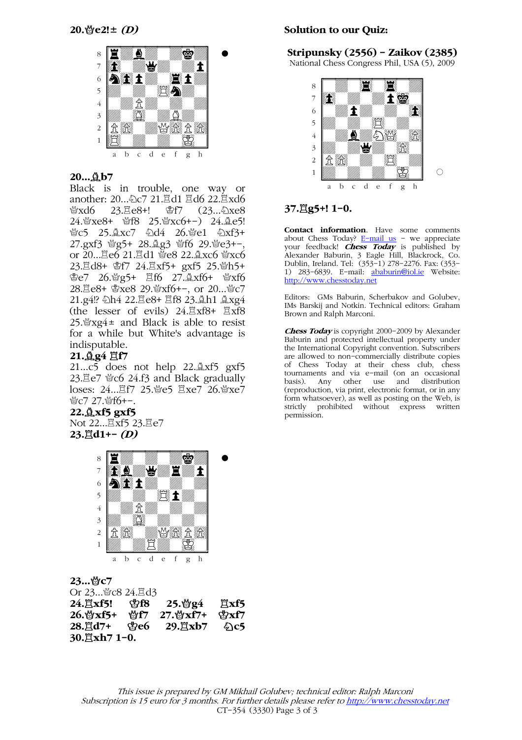**20.♕e2!± *(D)***

**20...♗b7**

Black is in trouble, one way or another: 20...♘c7 21.♖d1 ♖d6 22.♖xd6 ♕xd6 23.♖e8+! ♔f7 (23...♘xe8 24.♕xe8+ ♕f8 25.♕xc6+−) 24.♗e5! ♕c5 25.♗xc7 ♘d4 26.♕e1 ♘xf3+ 27.gxf3 ♕g5+ 28.♗g3 ♕f6 29.♕e3+−, or 20...♖e6 21.♖d1 ♕e8 22.♗xc6 ♕xc6 23.♖d8+ ♔f7 24.♖xf5+ gxf5 25.♕h5+ ♔e7 26.♕g5+ ♖f6 27.♗xf6+ ♕xf6 28.♖e8+ ♔xe8 29.♕xf6+−, or 20...♕c7 21.g4!? ♘h4 22.♖e8+ ♖f8 23.♗h1 ♗xg4 (the lesser of evils) 24.♖xf8+ ♖xf8 25.♕xg4± and Black is able to resist for a while but White's advantage is indisputable.

**21.♗g4 ♖f7**

21...c5 does not help 22.♗xf5 gxf5 23.♖e7 ♕c6 24.f3 and Black gradually loses: 24...♖f7 25.♕e5 ♖xe7 26.♕xe7 ♕c7 27.♕f6+−.

**22.♗xf5 gxf5**

Not 22...♖xf5 23.♖e7

**23.♖d1+− *(D)***

**23...♕c7**

Or 23...♕c8 24.♖d3

**24.♖xf5! ♔f8 25.♕g4 ♖xf5 26.♕xf5+ ♕f7 27.♕xf7+ ♔xf7 28.♖d7+ ♔e6 29.♖xb7 ♘c5 30.♖xh7 1–0.**

## Solution to our Quiz:

**Stripunsky (2556) – Zaikov (2385)**
National Chess Congress Phil, USA (5), 2009

**37.♖g5+! 1–0.**

**Contact information**. Have some comments about Chess Today? E-mail us – we appreciate your feedback! ***Chess Today*** is published by Alexander Baburin, 3 Eagle Hill, Blackrock, Co. Dublin, Ireland. Tel: (353–1) 278–2276. Fax: (353–1) 283–6839. E-mail: ababurin@iol.ie Website: http://www.chesstoday.net

Editors: GMs Baburin, Scherbakov and Golubev, IMs Barskij and Notkin. Technical editors: Graham Brown and Ralph Marconi.

***Chess Today*** is copyright 2000–2009 by Alexander Baburin and protected intellectual property under the International Copyright convention. Subscribers are allowed to non-commercially distribute copies of Chess Today at their chess club, chess tournaments and via e-mail (on an occasional basis). Any other use and distribution (reproduction, via print, electronic format, or in any form whatsoever), as well as posting on the Web, is strictly prohibited without express written permission.

*This issue is prepared by GM Mikhail Golubev; technical editor: Ralph Marconi*
*Subscription is 15 euro for 3 months. For further details please refer to http://www.chesstoday.net*